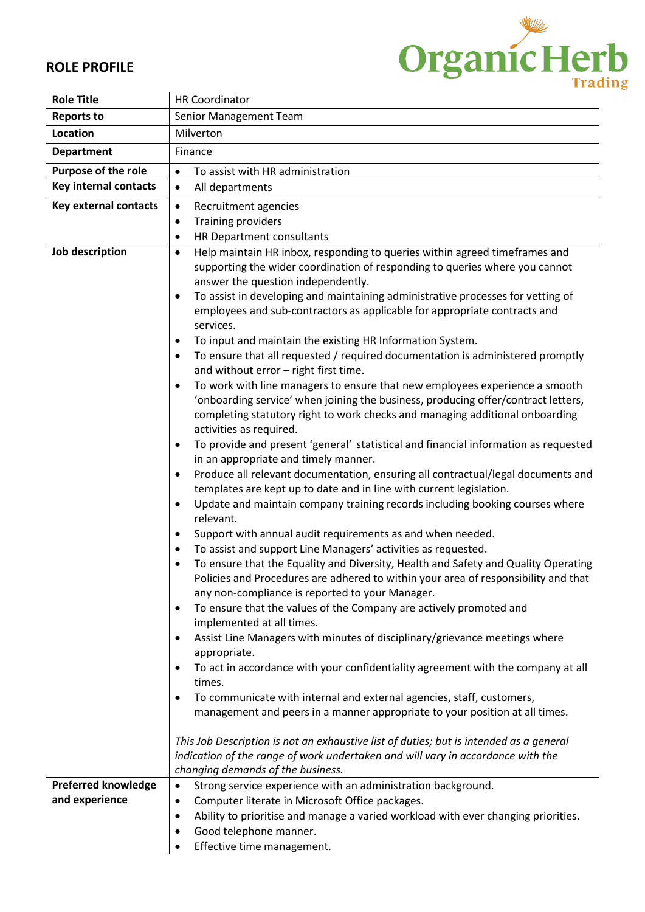## ROLE PROFILE

OrganicHerb Trading

| | |
|---|---|
| **Role Title** | HR Coordinator |
| **Reports to** | Senior Management Team |
| **Location** | Milverton |
| **Department** | Finance |
| **Purpose of the role** | • To assist with HR administration |
| **Key internal contacts** | • All departments |
| **Key external contacts** | • Recruitment agencies<br>• Training providers<br>• HR Department consultants |
| **Job description** | • Help maintain HR inbox, responding to queries within agreed timeframes and supporting the wider coordination of responding to queries where you cannot answer the question independently.<br>• To assist in developing and maintaining administrative processes for vetting of employees and sub-contractors as applicable for appropriate contracts and services.<br>• To input and maintain the existing HR Information System.<br>• To ensure that all requested / required documentation is administered promptly and without error – right first time.<br>• To work with line managers to ensure that new employees experience a smooth 'onboarding service' when joining the business, producing offer/contract letters, completing statutory right to work checks and managing additional onboarding activities as required.<br>• To provide and present 'general' statistical and financial information as requested in an appropriate and timely manner.<br>• Produce all relevant documentation, ensuring all contractual/legal documents and templates are kept up to date and in line with current legislation.<br>• Update and maintain company training records including booking courses where relevant.<br>• Support with annual audit requirements as and when needed.<br>• To assist and support Line Managers' activities as requested.<br>• To ensure that the Equality and Diversity, Health and Safety and Quality Operating Policies and Procedures are adhered to within your area of responsibility and that any non-compliance is reported to your Manager.<br>• To ensure that the values of the Company are actively promoted and implemented at all times.<br>• Assist Line Managers with minutes of disciplinary/grievance meetings where appropriate.<br>• To act in accordance with your confidentiality agreement with the company at all times.<br>• To communicate with internal and external agencies, staff, customers, management and peers in a manner appropriate to your position at all times.<br><br>*This Job Description is not an exhaustive list of duties; but is intended as a general indication of the range of work undertaken and will vary in accordance with the changing demands of the business.* |
| **Preferred knowledge and experience** | • Strong service experience with an administration background.<br>• Computer literate in Microsoft Office packages.<br>• Ability to prioritise and manage a varied workload with ever changing priorities.<br>• Good telephone manner.<br>• Effective time management. |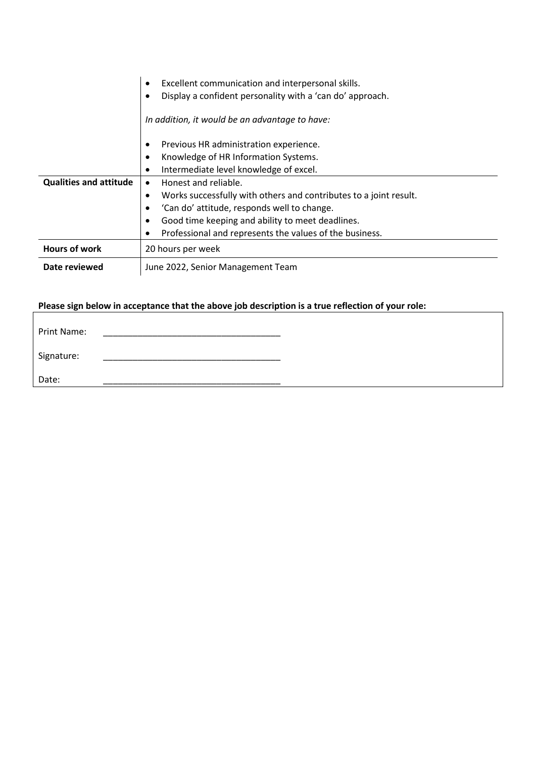| | |
|---|---|
| | • Excellent communication and interpersonal skills.<br>• Display a confident personality with a 'can do' approach.<br><br>*In addition, it would be an advantage to have:*<br><br>• Previous HR administration experience.<br>• Knowledge of HR Information Systems.<br>• Intermediate level knowledge of excel. |
| **Qualities and attitude** | • Honest and reliable.<br>• Works successfully with others and contributes to a joint result.<br>• 'Can do' attitude, responds well to change.<br>• Good time keeping and ability to meet deadlines.<br>• Professional and represents the values of the business. |
| **Hours of work** | 20 hours per week |
| **Date reviewed** | June 2022, Senior Management Team |

**Please sign below in acceptance that the above job description is a true reflection of your role:**

Print Name: ___________________________________

Signature: ___________________________________

Date: ___________________________________